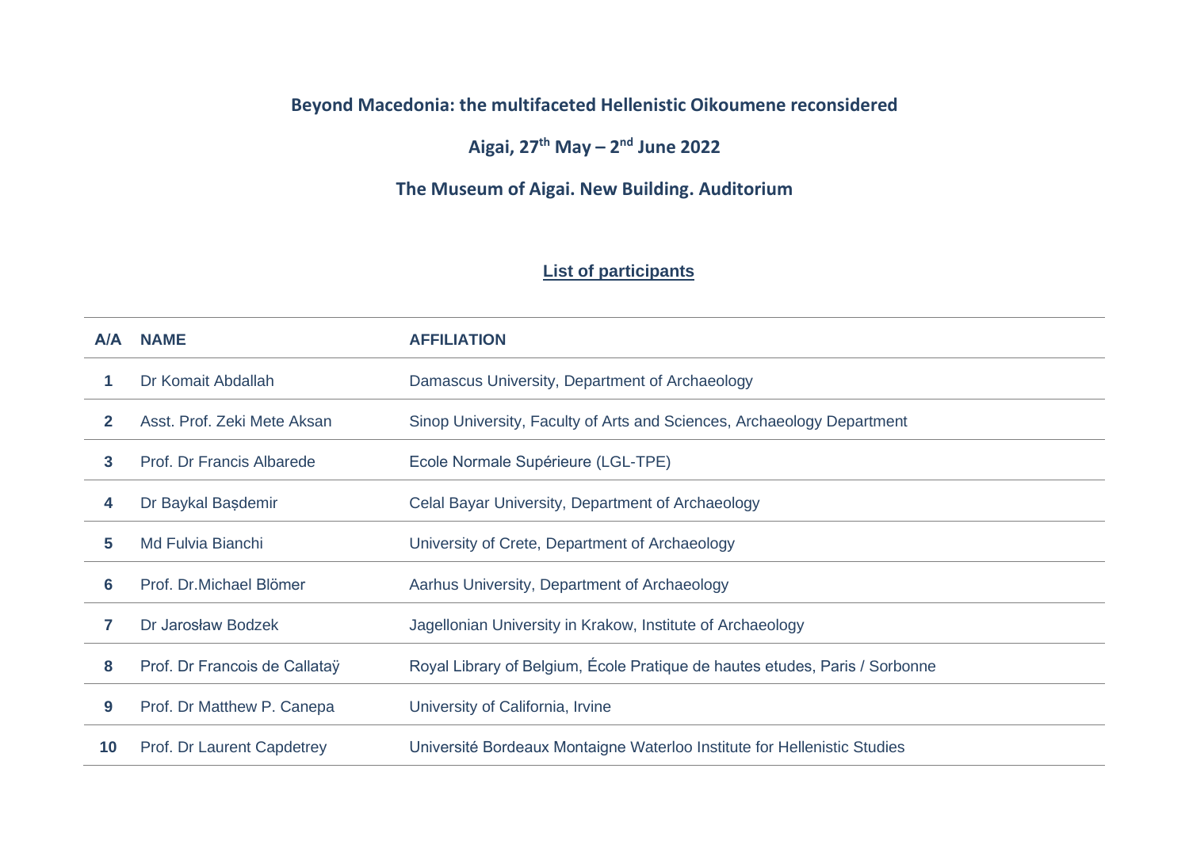**Beyond Macedonia: the multifaceted Hellenistic Oikoumene reconsidered**

**Aigai, 27th May – 2nd June 2022**

**The Museum of Aigai. New Building. Auditorium**

## List of participants

| A/A | NAME | AFFILIATION |
|---|---|---|
| 1 | Dr Komait Abdallah | Damascus University, Department of Archaeology |
| 2 | Asst. Prof. Zeki Mete Aksan | Sinop University, Faculty of Arts and Sciences, Archaeology Department |
| 3 | Prof. Dr Francis Albarede | Ecole Normale Supérieure (LGL-TPE) |
| 4 | Dr Baykal Başdemir | Celal Bayar University, Department of Archaeology |
| 5 | Md Fulvia Bianchi | University of Crete, Department of Archaeology |
| 6 | Prof. Dr.Michael Blömer | Aarhus University, Department of Archaeology |
| 7 | Dr Jarosław Bodzek | Jagellonian University in Krakow, Institute of Archaeology |
| 8 | Prof. Dr Francois de Callataÿ | Royal Library of Belgium, École Pratique de hautes etudes, Paris / Sorbonne |
| 9 | Prof. Dr Matthew P. Canepa | University of California, Irvine |
| 10 | Prof. Dr Laurent Capdetrey | Université Bordeaux Montaigne Waterloo Institute for Hellenistic Studies |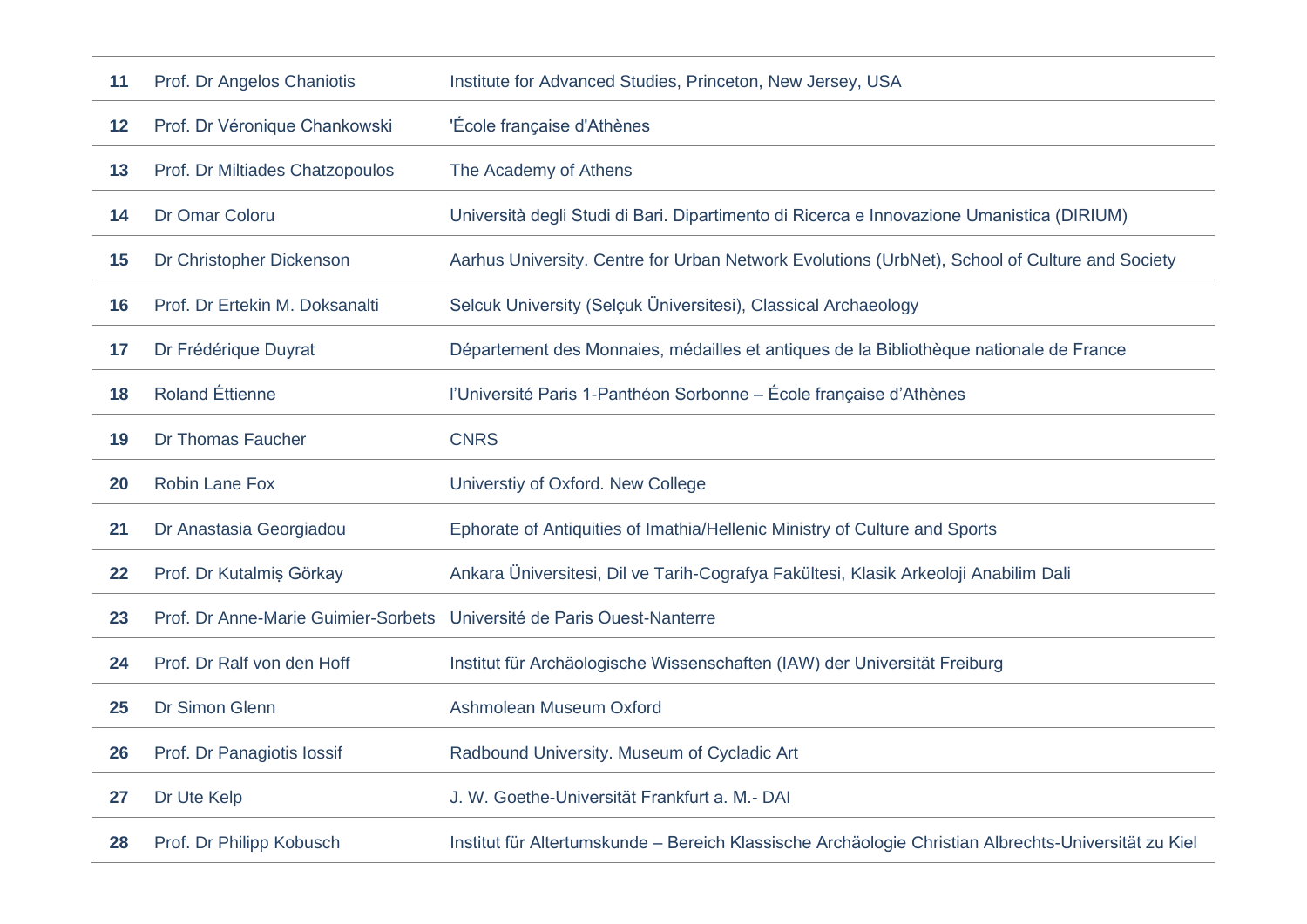| | | |
|---|---|---|
| **11** | Prof. Dr Angelos Chaniotis | Institute for Advanced Studies, Princeton, New Jersey, USA |
| **12** | Prof. Dr Véronique Chankowski | 'École française d'Athènes |
| **13** | Prof. Dr Miltiades Chatzopoulos | The Academy of Athens |
| **14** | Dr Omar Coloru | Università degli Studi di Bari. Dipartimento di Ricerca e Innovazione Umanistica (DIRIUM) |
| **15** | Dr Christopher Dickenson | Aarhus University. Centre for Urban Network Evolutions (UrbNet), School of Culture and Society |
| **16** | Prof. Dr Ertekin M. Doksanalti | Selcuk University (Selçuk Üniversitesi), Classical Archaeology |
| **17** | Dr Frédérique Duyrat | Département des Monnaies, médailles et antiques de la Bibliothèque nationale de France |
| **18** | Roland Éttienne | l'Université Paris 1-Panthéon Sorbonne – École française d'Athènes |
| **19** | Dr Thomas Faucher | CNRS |
| **20** | Robin Lane Fox | Universtiy of Oxford. New College |
| **21** | Dr Anastasia Georgiadou | Ephorate of Antiquities of Imathia/Hellenic Ministry of Culture and Sports |
| **22** | Prof. Dr Kutalmiş Görkay | Ankara Üniversitesi, Dil ve Tarih-Cografya Fakültesi, Klasik Arkeoloji Anabilim Dali |
| **23** | Prof. Dr Anne-Marie Guimier-Sorbets | Université de Paris Ouest-Nanterre |
| **24** | Prof. Dr Ralf von den Hoff | Institut für Archäologische Wissenschaften (IAW) der Universität Freiburg |
| **25** | Dr Simon Glenn | Ashmolean Museum Oxford |
| **26** | Prof. Dr Panagiotis Iossif | Radbound University. Museum of Cycladic Art |
| **27** | Dr Ute Kelp | J. W. Goethe-Universität Frankfurt a. M.- DAI |
| **28** | Prof. Dr Philipp Kobusch | Institut für Altertumskunde – Bereich Klassische Archäologie Christian Albrechts-Universität zu Kiel |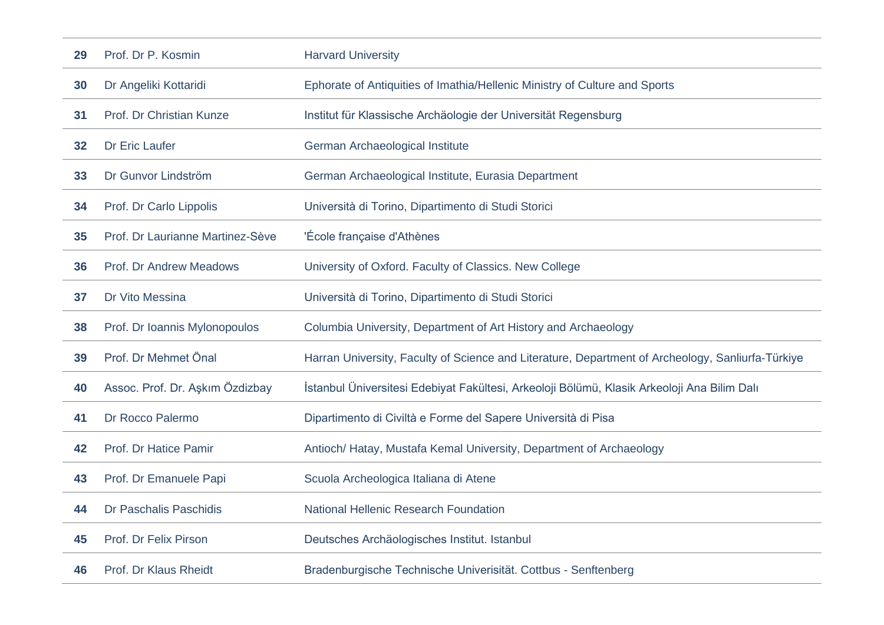| | | |
|---|---|---|
| **29** | Prof. Dr P. Kosmin | Harvard University |
| **30** | Dr Angeliki Kottaridi | Ephorate of Antiquities of Imathia/Hellenic Ministry of Culture and Sports |
| **31** | Prof. Dr Christian Kunze | Institut für Klassische Archäologie der Universität Regensburg |
| **32** | Dr Eric Laufer | German Archaeological Institute |
| **33** | Dr Gunvor Lindström | German Archaeological Institute, Eurasia Department |
| **34** | Prof. Dr Carlo Lippolis | Università di Torino, Dipartimento di Studi Storici |
| **35** | Prof. Dr Laurianne Martinez-Sève | 'École française d'Athènes |
| **36** | Prof. Dr Andrew Meadows | University of Oxford. Faculty of Classics. New College |
| **37** | Dr Vito Messina | Università di Torino, Dipartimento di Studi Storici |
| **38** | Prof. Dr Ioannis Mylonopoulos | Columbia University, Department of Art History and Archaeology |
| **39** | Prof. Dr Mehmet Önal | Harran University, Faculty of Science and Literature, Department of Archeology, Sanliurfa-Türkiye |
| **40** | Assoc. Prof. Dr. Aşkım Özdizbay | İstanbul Üniversitesi Edebiyat Fakültesi, Arkeoloji Bölümü, Klasik Arkeoloji Ana Bilim Dalı |
| **41** | Dr Rocco Palermo | Dipartimento di Civiltà e Forme del Sapere Università di Pisa |
| **42** | Prof. Dr Hatice Pamir | Antioch/ Hatay, Mustafa Kemal University, Department of Archaeology |
| **43** | Prof. Dr Emanuele Papi | Scuola Archeologica Italiana di Atene |
| **44** | Dr Paschalis Paschidis | National Hellenic Research Foundation |
| **45** | Prof. Dr Felix Pirson | Deutsches Archäologisches Institut. Istanbul |
| **46** | Prof. Dr Klaus Rheidt | Bradenburgische Technische Univerisität. Cottbus - Senftenberg |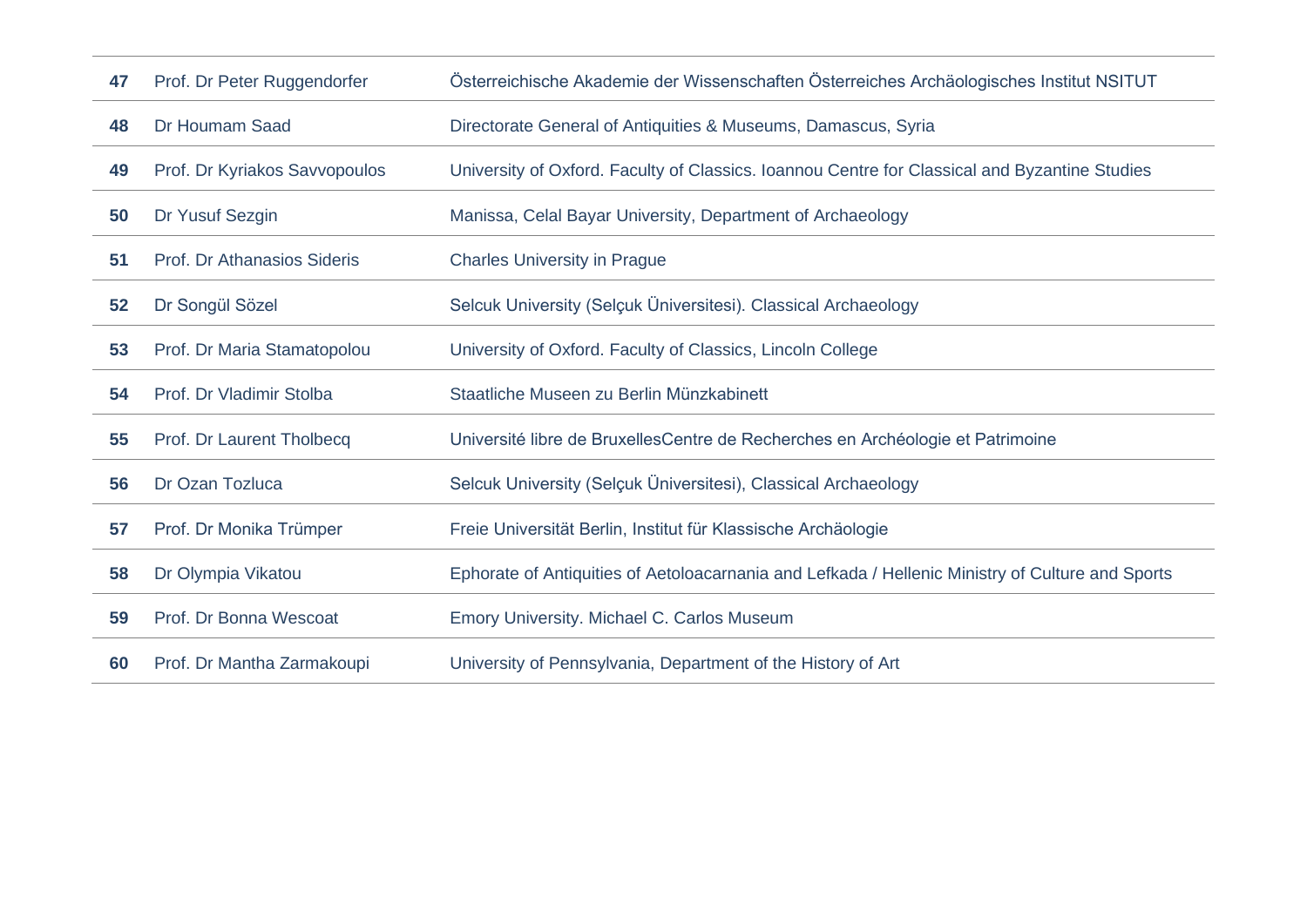| | | |
|---|---|---|
| **47** | Prof. Dr Peter Ruggendorfer | Österreichische Akademie der Wissenschaften Österreiches Archäologisches Institut NSITUT |
| **48** | Dr Houmam Saad | Directorate General of Antiquities & Museums, Damascus, Syria |
| **49** | Prof. Dr Kyriakos Savvopoulos | University of Oxford. Faculty of Classics. Ioannou Centre for Classical and Byzantine Studies |
| **50** | Dr Yusuf Sezgin | Manissa, Celal Bayar University, Department of Archaeology |
| **51** | Prof. Dr Athanasios Sideris | Charles University in Prague |
| **52** | Dr Songül Sözel | Selcuk University (Selçuk Üniversitesi). Classical Archaeology |
| **53** | Prof. Dr Maria Stamatopolou | University of Oxford. Faculty of Classics, Lincoln College |
| **54** | Prof. Dr Vladimir Stolba | Staatliche Museen zu Berlin Münzkabinett |
| **55** | Prof. Dr Laurent Tholbecq | Université libre de BruxellesCentre de Recherches en Archéologie et Patrimoine |
| **56** | Dr Ozan Tozluca | Selcuk University (Selçuk Üniversitesi), Classical Archaeology |
| **57** | Prof. Dr Monika Trümper | Freie Universität Berlin, Institut für Klassische Archäologie |
| **58** | Dr Olympia Vikatou | Ephorate of Antiquities of Aetoloacarnania and Lefkada / Hellenic Ministry of Culture and Sports |
| **59** | Prof. Dr Bonna Wescoat | Emory University. Michael C. Carlos Museum |
| **60** | Prof. Dr Mantha Zarmakoupi | University of Pennsylvania, Department of the History of Art |